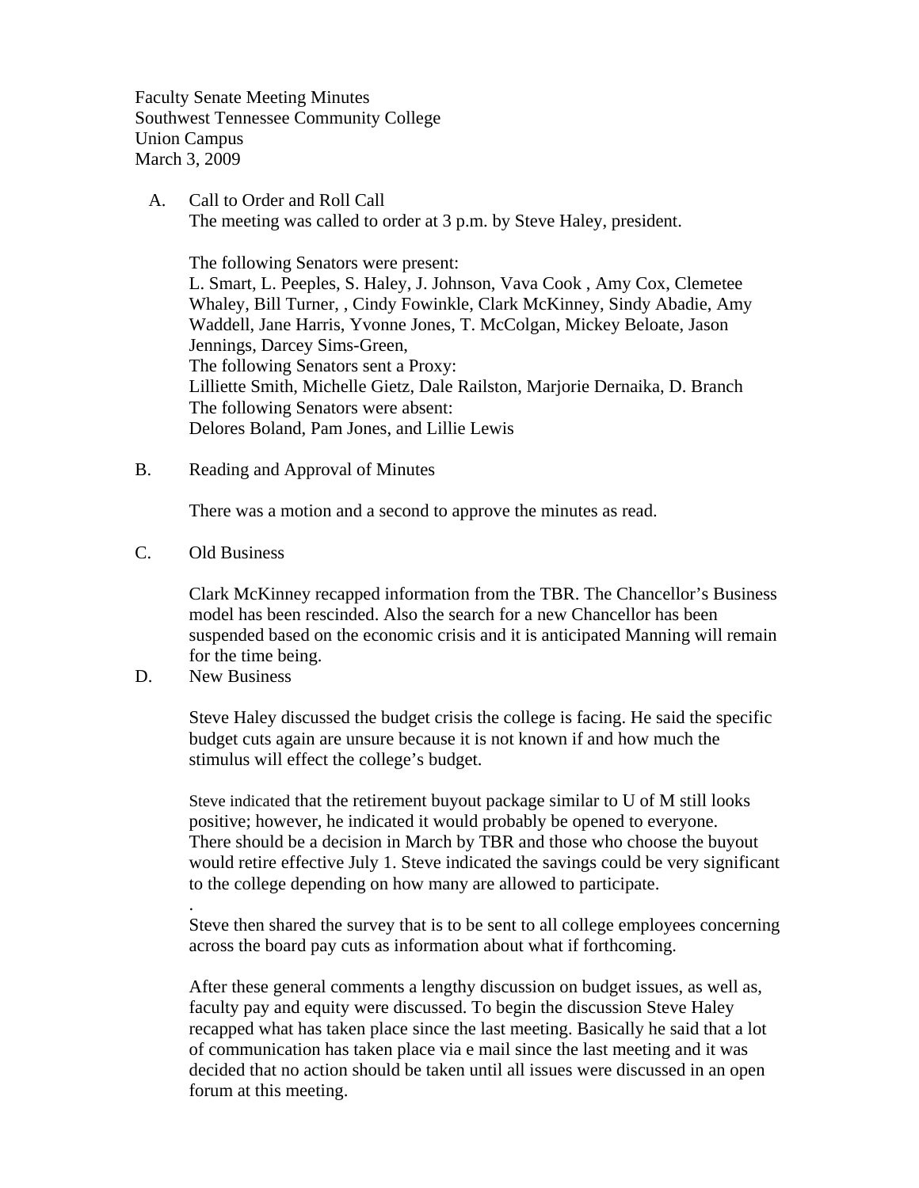Faculty Senate Meeting Minutes
Southwest Tennessee Community College
Union Campus
March 3, 2009

A. Call to Order and Roll Call

The meeting was called to order at 3 p.m. by Steve Haley, president.

The following Senators were present:
L. Smart, L. Peeples, S. Haley, J. Johnson, Vava Cook , Amy Cox, Clemetee Whaley, Bill Turner, , Cindy Fowinkle, Clark McKinney, Sindy Abadie, Amy Waddell, Jane Harris, Yvonne Jones, T. McColgan, Mickey Beloate, Jason Jennings, Darcey Sims-Green,
The following Senators sent a Proxy:
Lilliette Smith, Michelle Gietz, Dale Railston, Marjorie Dernaika, D. Branch
The following Senators were absent:
Delores Boland, Pam Jones, and Lillie Lewis

B. Reading and Approval of Minutes

There was a motion and a second to approve the minutes as read.

C. Old Business

Clark McKinney recapped information from the TBR. The Chancellor's Business model has been rescinded. Also the search for a new Chancellor has been suspended based on the economic crisis and it is anticipated Manning will remain for the time being.

D. New Business

Steve Haley discussed the budget crisis the college is facing. He said the specific budget cuts again are unsure because it is not known if and how much the stimulus will effect the college's budget.

Steve indicated that the retirement buyout package similar to U of M still looks positive; however, he indicated it would probably be opened to everyone. There should be a decision in March by TBR and those who choose the buyout would retire effective July 1. Steve indicated the savings could be very significant to the college depending on how many are allowed to participate.

.

Steve then shared the survey that is to be sent to all college employees concerning across the board pay cuts as information about what if forthcoming.

After these general comments a lengthy discussion on budget issues, as well as, faculty pay and equity were discussed. To begin the discussion Steve Haley recapped what has taken place since the last meeting. Basically he said that a lot of communication has taken place via e mail since the last meeting and it was decided that no action should be taken until all issues were discussed in an open forum at this meeting.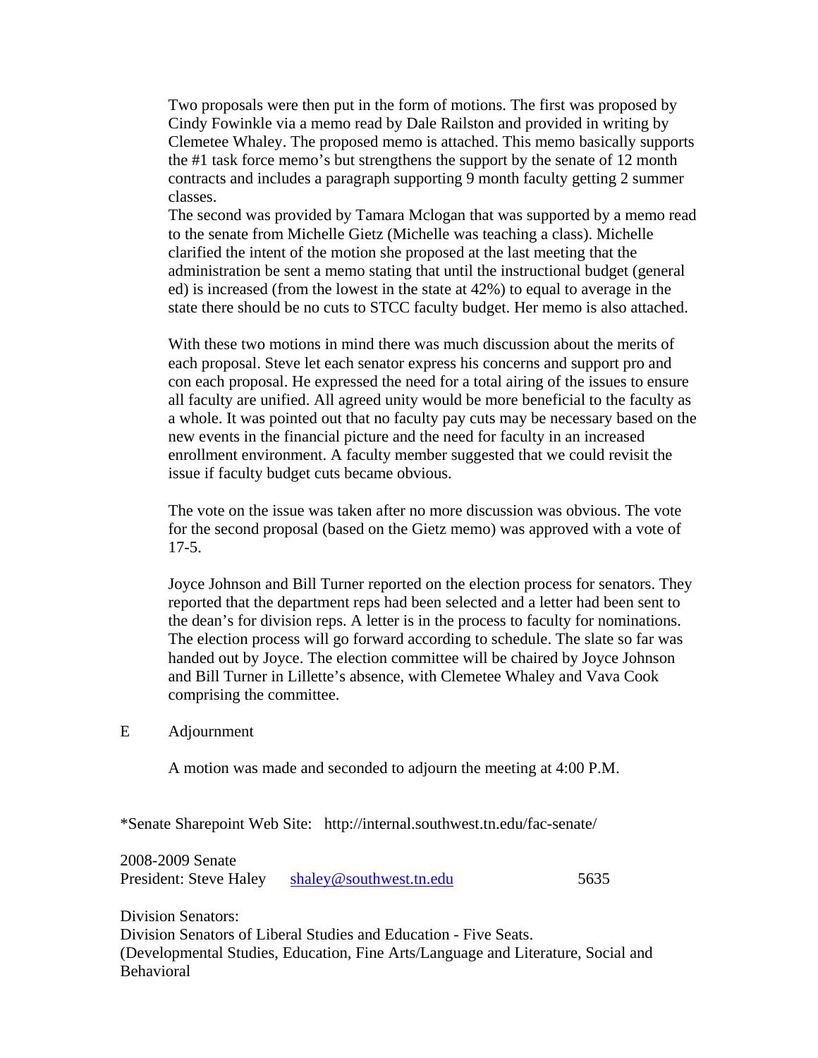Two proposals were then put in the form of motions. The first was proposed by Cindy Fowinkle via a memo read by Dale Railston and provided in writing by Clemetee Whaley. The proposed memo is attached. This memo basically supports the #1 task force memo's but strengthens the support by the senate of 12 month contracts and includes a paragraph supporting 9 month faculty getting 2 summer classes.

The second was provided by Tamara Mclogan that was supported by a memo read to the senate from Michelle Gietz (Michelle was teaching a class). Michelle clarified the intent of the motion she proposed at the last meeting that the administration be sent a memo stating that until the instructional budget (general ed) is increased (from the lowest in the state at 42%) to equal to average in the state there should be no cuts to STCC faculty budget. Her memo is also attached.

With these two motions in mind there was much discussion about the merits of each proposal. Steve let each senator express his concerns and support pro and con each proposal. He expressed the need for a total airing of the issues to ensure all faculty are unified. All agreed unity would be more beneficial to the faculty as a whole. It was pointed out that no faculty pay cuts may be necessary based on the new events in the financial picture and the need for faculty in an increased enrollment environment. A faculty member suggested that we could revisit the issue if faculty budget cuts became obvious.

The vote on the issue was taken after no more discussion was obvious. The vote for the second proposal (based on the Gietz memo) was approved with a vote of 17-5.

Joyce Johnson and Bill Turner reported on the election process for senators. They reported that the department reps had been selected and a letter had been sent to the dean's for division reps. A letter is in the process to faculty for nominations. The election process will go forward according to schedule. The slate so far was handed out by Joyce. The election committee will be chaired by Joyce Johnson and Bill Turner in Lillette's absence, with Clemetee Whaley and Vava Cook comprising the committee.

E Adjournment

A motion was made and seconded to adjourn the meeting at 4:00 P.M.

*Senate Sharepoint Web Site: http://internal.southwest.tn.edu/fac-senate/

2008-2009 Senate
President: Steve Haley shaley@southwest.tn.edu 5635

Division Senators:
Division Senators of Liberal Studies and Education - Five Seats.
(Developmental Studies, Education, Fine Arts/Language and Literature, Social and Behavioral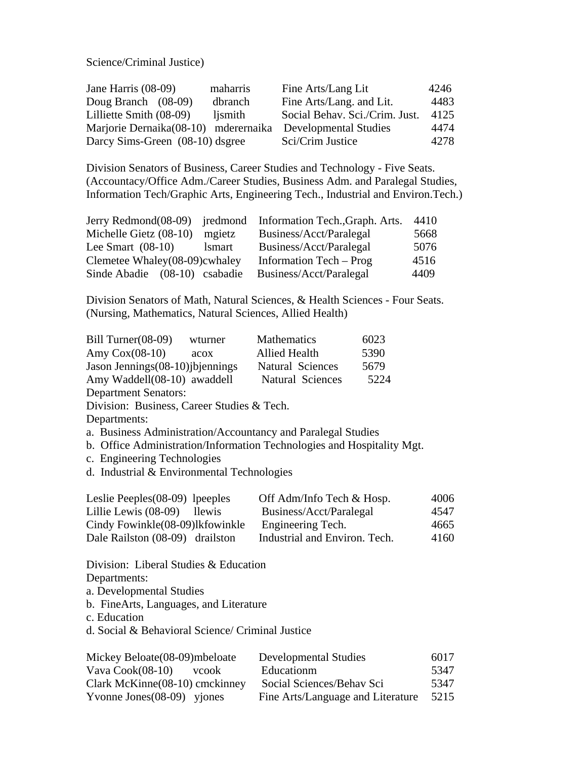Science/Criminal Justice)

| | | | |
|---|---|---|---|
| Jane Harris (08-09) | maharris | Fine Arts/Lang Lit | 4246 |
| Doug Branch (08-09) | dbranch | Fine Arts/Lang. and Lit. | 4483 |
| Lilliette Smith (08-09) | ljsmith | Social Behav. Sci./Crim. Just. | 4125 |
| Marjorie Dernaika(08-10) | mderernaika | Developmental Studies | 4474 |
| Darcy Sims-Green (08-10) | dsgree | Sci/Crim Justice | 4278 |

Division Senators of Business, Career Studies and Technology - Five Seats. (Accountacy/Office Adm./Career Studies, Business Adm. and Paralegal Studies, Information Tech/Graphic Arts, Engineering Tech., Industrial and Environ.Tech.)

| | | | |
|---|---|---|---|
| Jerry Redmond(08-09) | jredmond | Information Tech.,Graph. Arts. | 4410 |
| Michelle Gietz (08-10) | mgietz | Business/Acct/Paralegal | 5668 |
| Lee Smart (08-10) | lsmart | Business/Acct/Paralegal | 5076 |
| Clemetee Whaley(08-09) | cwhaley | Information Tech – Prog | 4516 |
| Sinde Abadie (08-10) | csabadie | Business/Acct/Paralegal | 4409 |

Division Senators of Math, Natural Sciences, & Health Sciences - Four Seats. (Nursing, Mathematics, Natural Sciences, Allied Health)

| | | | |
|---|---|---|---|
| Bill Turner(08-09) | wturner | Mathematics | 6023 |
| Amy Cox(08-10) | acox | Allied Health | 5390 |
| Jason Jennings(08-10) | jbjennings | Natural Sciences | 5679 |
| Amy Waddell(08-10) | awaddell | Natural Sciences | 5224 |

Department Senators:

Division: Business, Career Studies & Tech.

Departments:

a. Business Administration/Accountancy and Paralegal Studies
b. Office Administration/Information Technologies and Hospitality Mgt.
c. Engineering Technologies
d. Industrial & Environmental Technologies

| | | | |
|---|---|---|---|
| Leslie Peeples(08-09) | lpeeples | Off Adm/Info Tech & Hosp. | 4006 |
| Lillie Lewis (08-09) | llewis | Business/Acct/Paralegal | 4547 |
| Cindy Fowinkle(08-09) | lkfowinkle | Engineering Tech. | 4665 |
| Dale Railston (08-09) | drailston | Industrial and Environ. Tech. | 4160 |

Division: Liberal Studies & Education

Departments:

a. Developmental Studies
b. FineArts, Languages, and Literature
c. Education
d. Social & Behavioral Science/ Criminal Justice

| | | | |
|---|---|---|---|
| Mickey Beloate(08-09) | mbeloate | Developmental Studies | 6017 |
| Vava Cook(08-10) | vcook | Educationm | 5347 |
| Clark McKinne(08-10) | cmckinney | Social Sciences/Behav Sci | 5347 |
| Yvonne Jones(08-09) | yjones | Fine Arts/Language and Literature | 5215 |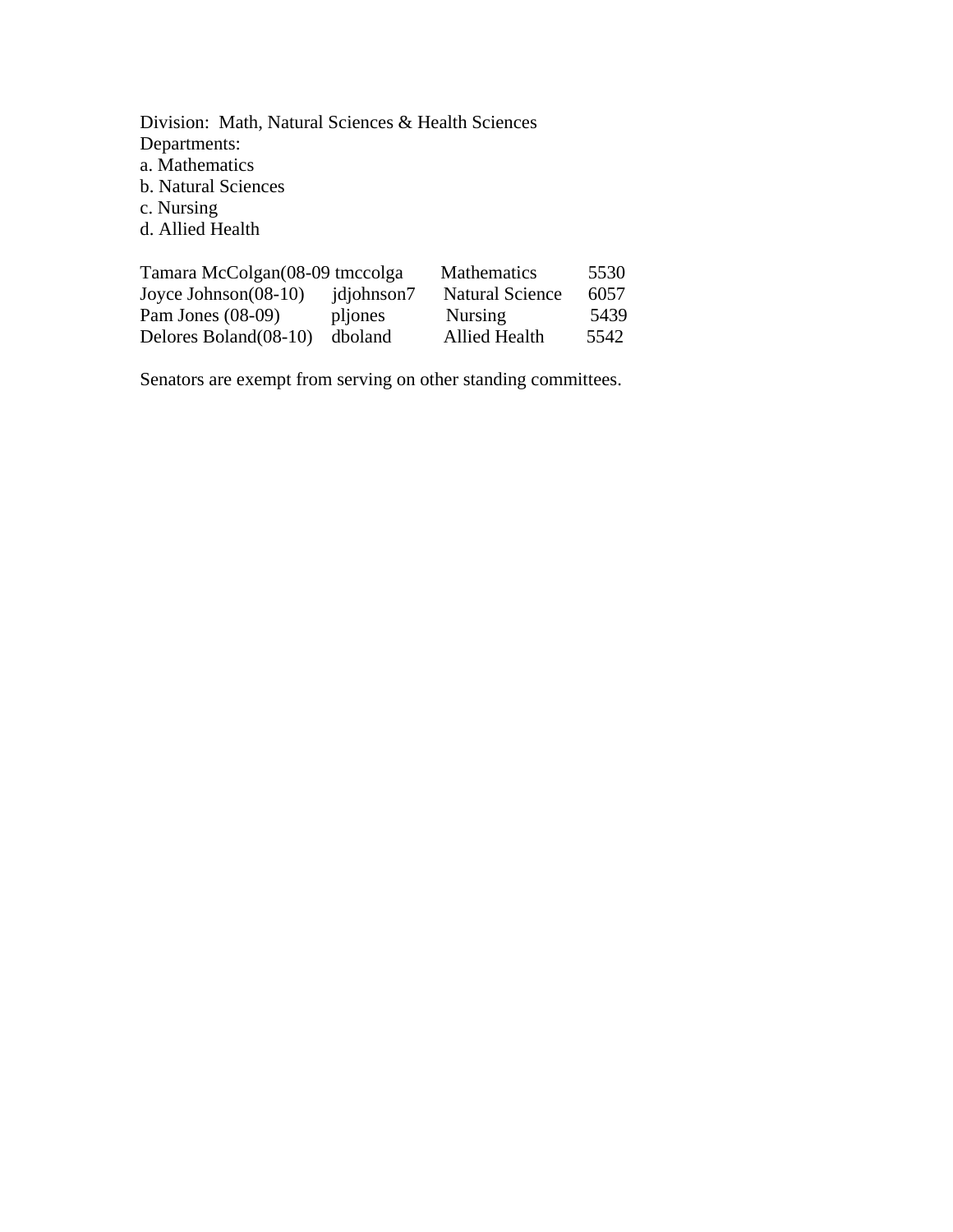Division: Math, Natural Sciences & Health Sciences

Departments:

a. Mathematics

b. Natural Sciences

c. Nursing

d. Allied Health

| | | | |
|---|---|---|---|
| Tamara McColgan(08-09 | tmccolga | Mathematics | 5530 |
| Joyce Johnson(08-10) | jdjohnson7 | Natural Science | 6057 |
| Pam Jones (08-09) | pljones | Nursing | 5439 |
| Delores Boland(08-10) | dboland | Allied Health | 5542 |

Senators are exempt from serving on other standing committees.